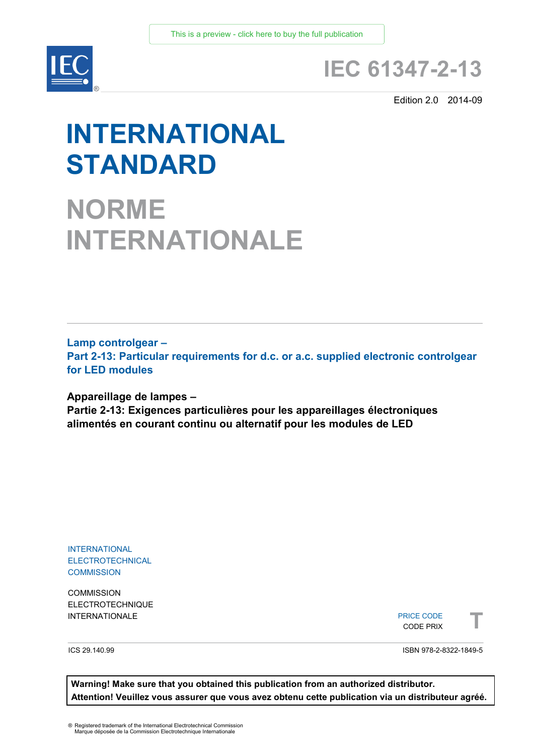This is a preview - click here to buy the full publication

# IEC 61347-2-13

Edition 2.0 2014-09

# INTERNATIONAL STANDARD

# NORME INTERNATIONALE

**Lamp controlgear –**
**Part 2-13: Particular requirements for d.c. or a.c. supplied electronic controlgear for LED modules**

**Appareillage de lampes –**
**Partie 2-13: Exigences particulières pour les appareillages électroniques alimentés en courant continu ou alternatif pour les modules de LED**

INTERNATIONAL
ELECTROTECHNICAL
COMMISSION

COMMISSION
ELECTROTECHNIQUE
INTERNATIONALE

PRICE CODE
CODE PRIX **T**

ICS 29.140.99

ISBN 978-2-8322-1849-5

**Warning! Make sure that you obtained this publication from an authorized distributor.**
**Attention! Veuillez vous assurer que vous avez obtenu cette publication via un distributeur agréé.**

® Registered trademark of the International Electrotechnical Commission
Marque déposée de la Commission Electrotechnique Internationale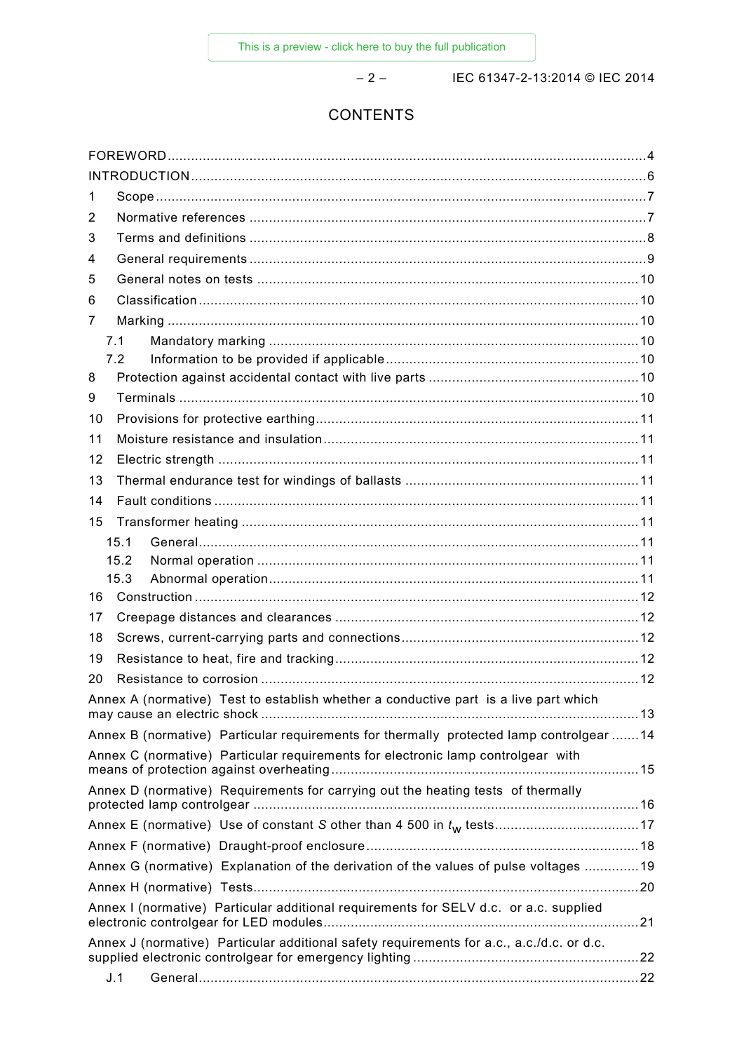# CONTENTS

FOREWORD .... 4

INTRODUCTION .... 6

1 Scope .... 7

2 Normative references .... 7

3 Terms and definitions .... 8

4 General requirements .... 9

5 General notes on tests .... 10

6 Classification .... 10

7 Marking .... 10

- 7.1 Mandatory marking .... 10
- 7.2 Information to be provided if applicable .... 10

8 Protection against accidental contact with live parts .... 10

9 Terminals .... 10

10 Provisions for protective earthing .... 11

11 Moisture resistance and insulation .... 11

12 Electric strength .... 11

13 Thermal endurance test for windings of ballasts .... 11

14 Fault conditions .... 11

15 Transformer heating .... 11

- 15.1 General .... 11
- 15.2 Normal operation .... 11
- 15.3 Abnormal operation .... 11

16 Construction .... 12

17 Creepage distances and clearances .... 12

18 Screws, current-carrying parts and connections .... 12

19 Resistance to heat, fire and tracking .... 12

20 Resistance to corrosion .... 12

Annex A (normative) Test to establish whether a conductive part is a live part which may cause an electric shock .... 13

Annex B (normative) Particular requirements for thermally protected lamp controlgear .... 14

Annex C (normative) Particular requirements for electronic lamp controlgear with means of protection against overheating .... 15

Annex D (normative) Requirements for carrying out the heating tests of thermally protected lamp controlgear .... 16

Annex E (normative) Use of constant *S* other than 4 500 in $t_w$ tests .... 17

Annex F (normative) Draught-proof enclosure .... 18

Annex G (normative) Explanation of the derivation of the values of pulse voltages .... 19

Annex H (normative) Tests .... 20

Annex I (normative) Particular additional requirements for SELV d.c. or a.c. supplied electronic controlgear for LED modules .... 21

Annex J (normative) Particular additional safety requirements for a.c., a.c./d.c. or d.c. supplied electronic controlgear for emergency lighting .... 22

- J.1 General .... 22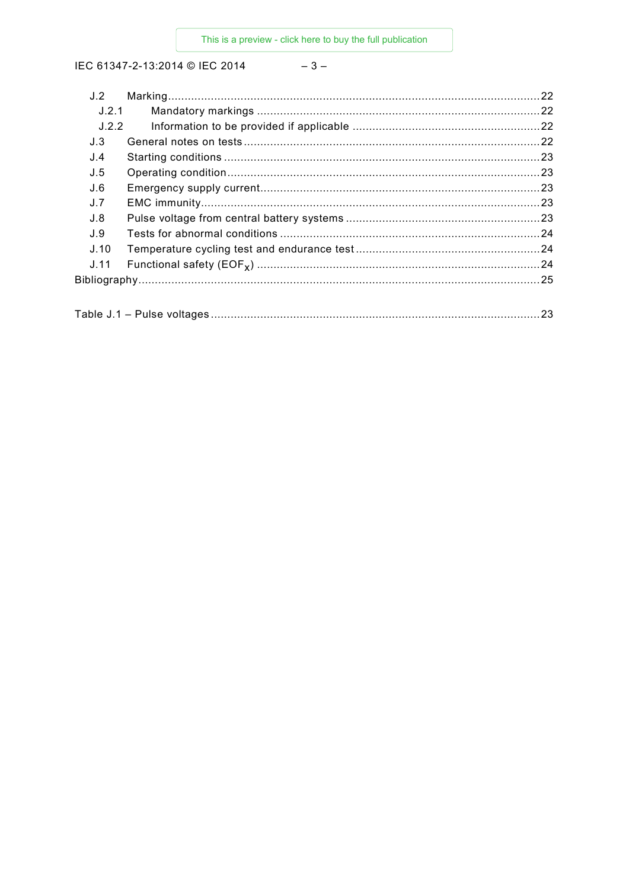J.2 Marking ........................................................................................................ 22

J.2.1 Mandatory markings ............................................................................... 22

J.2.2 Information to be provided if applicable ................................................. 22

J.3 General notes on tests ........................................................................................ 22

J.4 Starting conditions ............................................................................................. 23

J.5 Operating condition ............................................................................................ 23

J.6 Emergency supply current .................................................................................. 23

J.7 EMC immunity .................................................................................................... 23

J.8 Pulse voltage from central battery systems ......................................................... 23

J.9 Tests for abnormal conditions ............................................................................. 24

J.10 Temperature cycling test and endurance test ...................................................... 24

J.11 Functional safety ($EOF_x$) ................................................................................. 24

Bibliography .............................................................................................................. 25

Table J.1 – Pulse voltages ........................................................................................... 23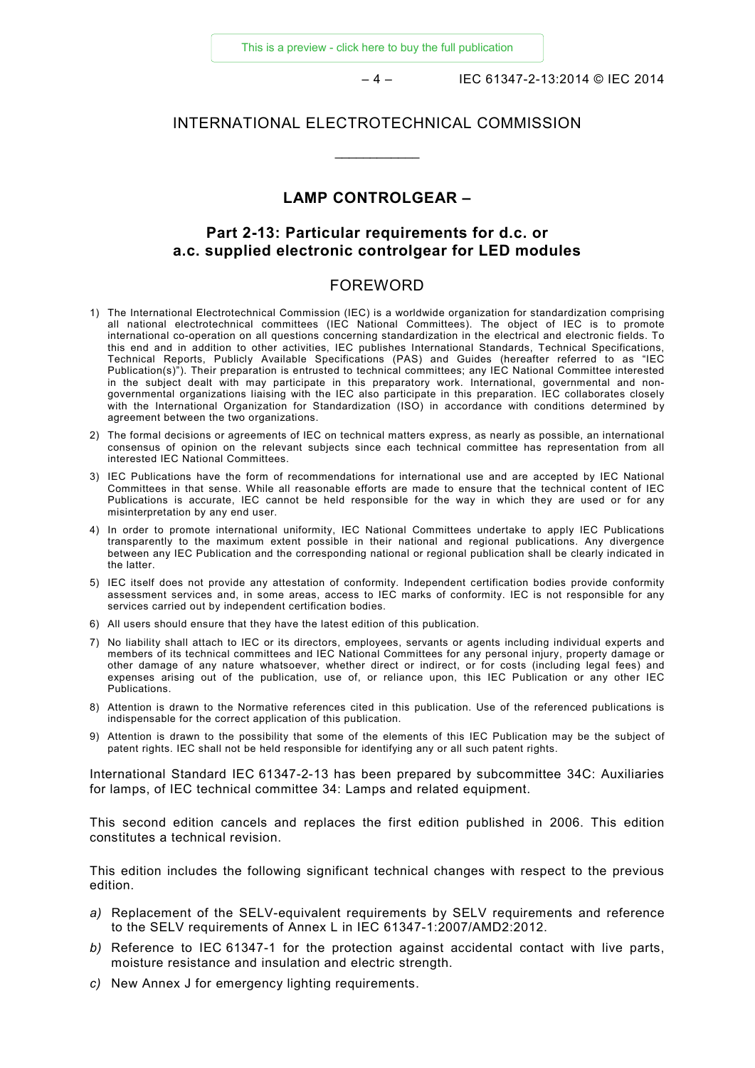# INTERNATIONAL ELECTROTECHNICAL COMMISSION

\_\_\_\_\_\_\_\_\_\_\_\_

## LAMP CONTROLGEAR –

## Part 2-13: Particular requirements for d.c. or a.c. supplied electronic controlgear for LED modules

### FOREWORD

1) The International Electrotechnical Commission (IEC) is a worldwide organization for standardization comprising all national electrotechnical committees (IEC National Committees). The object of IEC is to promote international co-operation on all questions concerning standardization in the electrical and electronic fields. To this end and in addition to other activities, IEC publishes International Standards, Technical Specifications, Technical Reports, Publicly Available Specifications (PAS) and Guides (hereafter referred to as "IEC Publication(s)"). Their preparation is entrusted to technical committees; any IEC National Committee interested in the subject dealt with may participate in this preparatory work. International, governmental and non-governmental organizations liaising with the IEC also participate in this preparation. IEC collaborates closely with the International Organization for Standardization (ISO) in accordance with conditions determined by agreement between the two organizations.
2) The formal decisions or agreements of IEC on technical matters express, as nearly as possible, an international consensus of opinion on the relevant subjects since each technical committee has representation from all interested IEC National Committees.
3) IEC Publications have the form of recommendations for international use and are accepted by IEC National Committees in that sense. While all reasonable efforts are made to ensure that the technical content of IEC Publications is accurate, IEC cannot be held responsible for the way in which they are used or for any misinterpretation by any end user.
4) In order to promote international uniformity, IEC National Committees undertake to apply IEC Publications transparently to the maximum extent possible in their national and regional publications. Any divergence between any IEC Publication and the corresponding national or regional publication shall be clearly indicated in the latter.
5) IEC itself does not provide any attestation of conformity. Independent certification bodies provide conformity assessment services and, in some areas, access to IEC marks of conformity. IEC is not responsible for any services carried out by independent certification bodies.
6) All users should ensure that they have the latest edition of this publication.
7) No liability shall attach to IEC or its directors, employees, servants or agents including individual experts and members of its technical committees and IEC National Committees for any personal injury, property damage or other damage of any nature whatsoever, whether direct or indirect, or for costs (including legal fees) and expenses arising out of the publication, use of, or reliance upon, this IEC Publication or any other IEC Publications.
8) Attention is drawn to the Normative references cited in this publication. Use of the referenced publications is indispensable for the correct application of this publication.
9) Attention is drawn to the possibility that some of the elements of this IEC Publication may be the subject of patent rights. IEC shall not be held responsible for identifying any or all such patent rights.

International Standard IEC 61347-2-13 has been prepared by subcommittee 34C: Auxiliaries for lamps, of IEC technical committee 34: Lamps and related equipment.

This second edition cancels and replaces the first edition published in 2006. This edition constitutes a technical revision.

This edition includes the following significant technical changes with respect to the previous edition.

*a)* Replacement of the SELV-equivalent requirements by SELV requirements and reference to the SELV requirements of Annex L in IEC 61347-1:2007/AMD2:2012.

*b)* Reference to IEC 61347-1 for the protection against accidental contact with live parts, moisture resistance and insulation and electric strength.

*c)* New Annex J for emergency lighting requirements.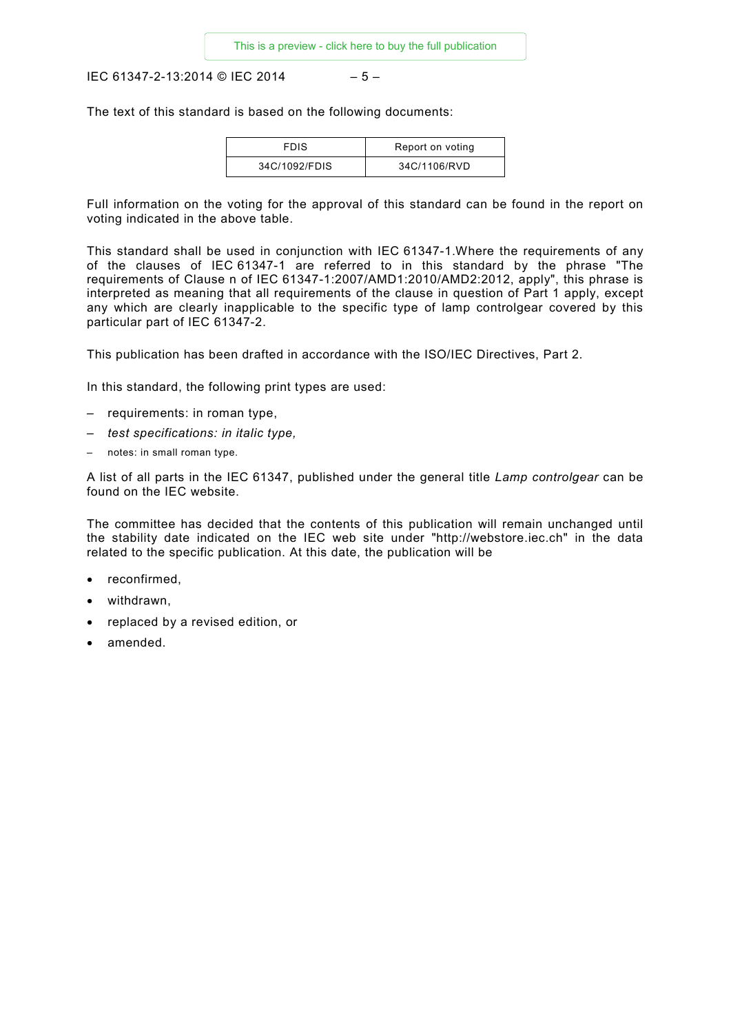The text of this standard is based on the following documents:

| FDIS | Report on voting |
| --- | --- |
| 34C/1092/FDIS | 34C/1106/RVD |

Full information on the voting for the approval of this standard can be found in the report on voting indicated in the above table.

This standard shall be used in conjunction with IEC 61347-1.Where the requirements of any of the clauses of IEC 61347-1 are referred to in this standard by the phrase "The requirements of Clause n of IEC 61347-1:2007/AMD1:2010/AMD2:2012, apply", this phrase is interpreted as meaning that all requirements of the clause in question of Part 1 apply, except any which are clearly inapplicable to the specific type of lamp controlgear covered by this particular part of IEC 61347-2.

This publication has been drafted in accordance with the ISO/IEC Directives, Part 2.

In this standard, the following print types are used:

– requirements: in roman type,
– *test specifications: in italic type,*
– notes: in small roman type.

A list of all parts in the IEC 61347, published under the general title *Lamp controlgear* can be found on the IEC website.

The committee has decided that the contents of this publication will remain unchanged until the stability date indicated on the IEC web site under "http://webstore.iec.ch" in the data related to the specific publication. At this date, the publication will be

- reconfirmed,
- withdrawn,
- replaced by a revised edition, or
- amended.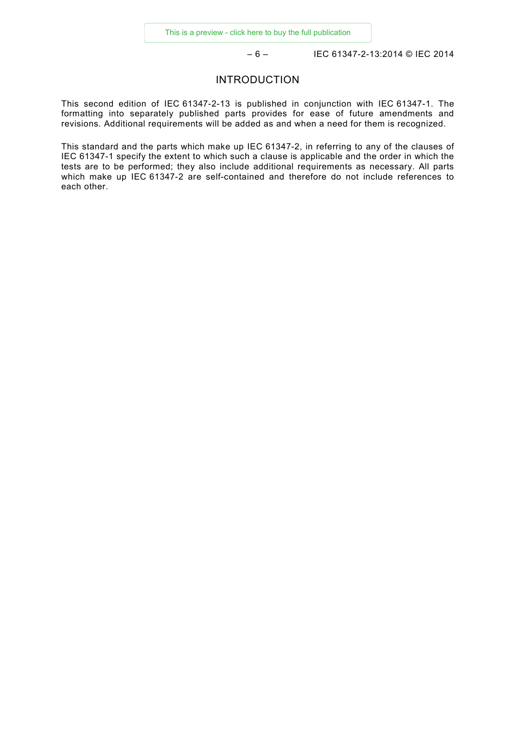# INTRODUCTION

This second edition of IEC 61347-2-13 is published in conjunction with IEC 61347-1. The formatting into separately published parts provides for ease of future amendments and revisions. Additional requirements will be added as and when a need for them is recognized.

This standard and the parts which make up IEC 61347-2, in referring to any of the clauses of IEC 61347-1 specify the extent to which such a clause is applicable and the order in which the tests are to be performed; they also include additional requirements as necessary. All parts which make up IEC 61347-2 are self-contained and therefore do not include references to each other.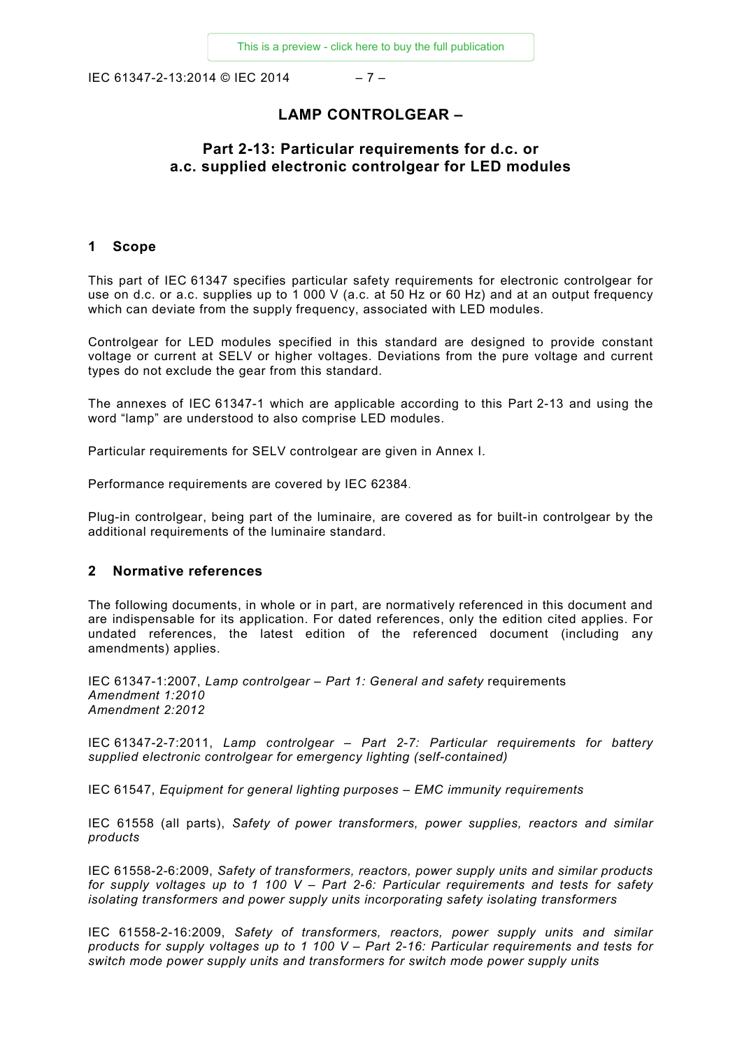# LAMP CONTROLGEAR –

## Part 2-13: Particular requirements for d.c. or a.c. supplied electronic controlgear for LED modules

### 1 Scope

This part of IEC 61347 specifies particular safety requirements for electronic controlgear for use on d.c. or a.c. supplies up to 1 000 V (a.c. at 50 Hz or 60 Hz) and at an output frequency which can deviate from the supply frequency, associated with LED modules.

Controlgear for LED modules specified in this standard are designed to provide constant voltage or current at SELV or higher voltages. Deviations from the pure voltage and current types do not exclude the gear from this standard.

The annexes of IEC 61347-1 which are applicable according to this Part 2-13 and using the word "lamp" are understood to also comprise LED modules.

Particular requirements for SELV controlgear are given in Annex I.

Performance requirements are covered by IEC 62384.

Plug-in controlgear, being part of the luminaire, are covered as for built-in controlgear by the additional requirements of the luminaire standard.

### 2 Normative references

The following documents, in whole or in part, are normatively referenced in this document and are indispensable for its application. For dated references, only the edition cited applies. For undated references, the latest edition of the referenced document (including any amendments) applies.

IEC 61347-1:2007, *Lamp controlgear – Part 1: General and safety* requirements
*Amendment 1:2010*
*Amendment 2:2012*

IEC 61347-2-7:2011, *Lamp controlgear – Part 2-7: Particular requirements for battery supplied electronic controlgear for emergency lighting (self-contained)*

IEC 61547, *Equipment for general lighting purposes – EMC immunity requirements*

IEC 61558 (all parts), *Safety of power transformers, power supplies, reactors and similar products*

IEC 61558-2-6:2009, *Safety of transformers, reactors, power supply units and similar products for supply voltages up to 1 100 V – Part 2-6: Particular requirements and tests for safety isolating transformers and power supply units incorporating safety isolating transformers*

IEC 61558-2-16:2009, *Safety of transformers, reactors, power supply units and similar products for supply voltages up to 1 100 V – Part 2-16: Particular requirements and tests for switch mode power supply units and transformers for switch mode power supply units*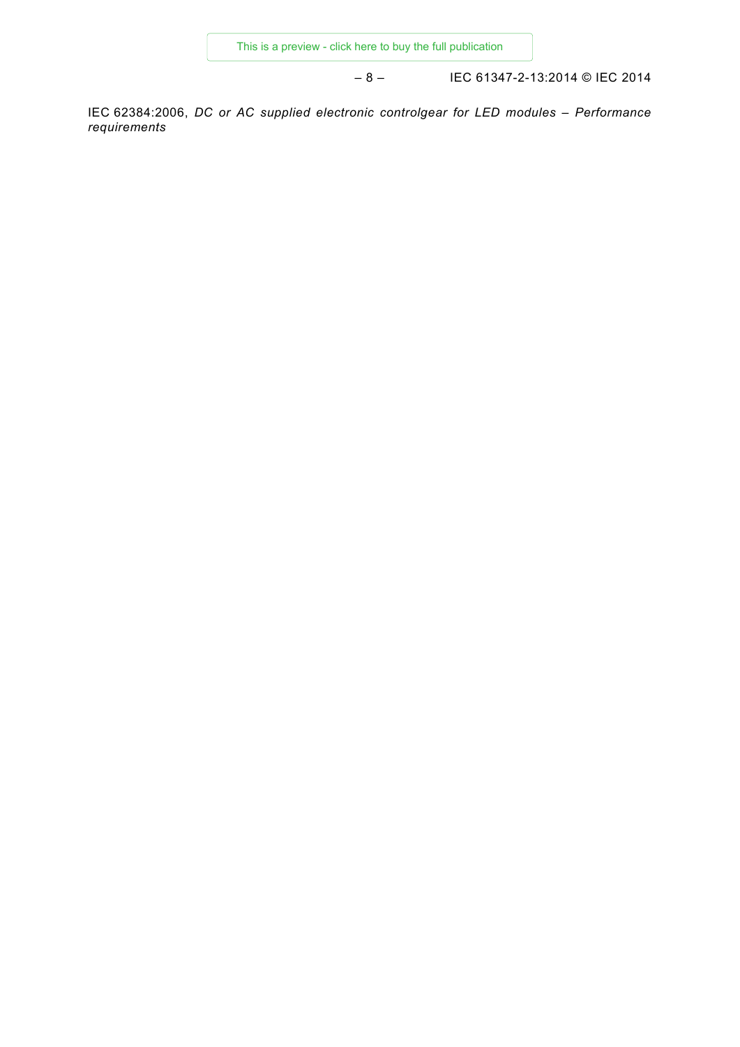IEC 62384:2006, *DC or AC supplied electronic controlgear for LED modules – Performance requirements*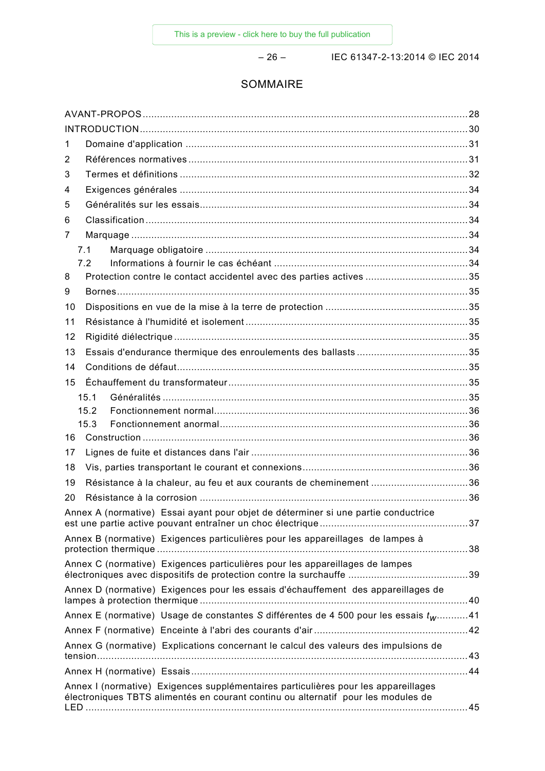# SOMMAIRE

AVANT-PROPOS .......... 28
INTRODUCTION .......... 30
1 Domaine d'application .......... 31
2 Références normatives .......... 31
3 Termes et définitions .......... 32
4 Exigences générales .......... 34
5 Généralités sur les essais .......... 34
6 Classification .......... 34
7 Marquage .......... 34
  7.1 Marquage obligatoire .......... 34
  7.2 Informations à fournir le cas échéant .......... 34
8 Protection contre le contact accidentel avec des parties actives .......... 35
9 Bornes .......... 35
10 Dispositions en vue de la mise à la terre de protection .......... 35
11 Résistance à l'humidité et isolement .......... 35
12 Rigidité diélectrique .......... 35
13 Essais d'endurance thermique des enroulements des ballasts .......... 35
14 Conditions de défaut .......... 35
15 Échauffement du transformateur .......... 35
  15.1 Généralités .......... 35
  15.2 Fonctionnement normal .......... 36
  15.3 Fonctionnement anormal .......... 36
16 Construction .......... 36
17 Lignes de fuite et distances dans l'air .......... 36
18 Vis, parties transportant le courant et connexions .......... 36
19 Résistance à la chaleur, au feu et aux courants de cheminement .......... 36
20 Résistance à la corrosion .......... 36
Annex A (normative) Essai ayant pour objet de déterminer si une partie conductrice est une partie active pouvant entraîner un choc électrique .......... 37
Annex B (normative) Exigences particulières pour les appareillages de lampes à protection thermique .......... 38
Annex C (normative) Exigences particulières pour les appareillages de lampes électroniques avec dispositifs de protection contre la surchauffe .......... 39
Annex D (normative) Exigences pour les essais d'échauffement des appareillages de lampes à protection thermique .......... 40
Annex E (normative) Usage de constantes *S* différentes de 4 500 pour les essais $t_w$ .......... 41
Annex F (normative) Enceinte à l'abri des courants d'air .......... 42
Annex G (normative) Explications concernant le calcul des valeurs des impulsions de tension .......... 43
Annex H (normative) Essais .......... 44
Annex I (normative) Exigences supplémentaires particulières pour les appareillages électroniques TBTS alimentés en courant continu ou alternatif pour les modules de LED .......... 45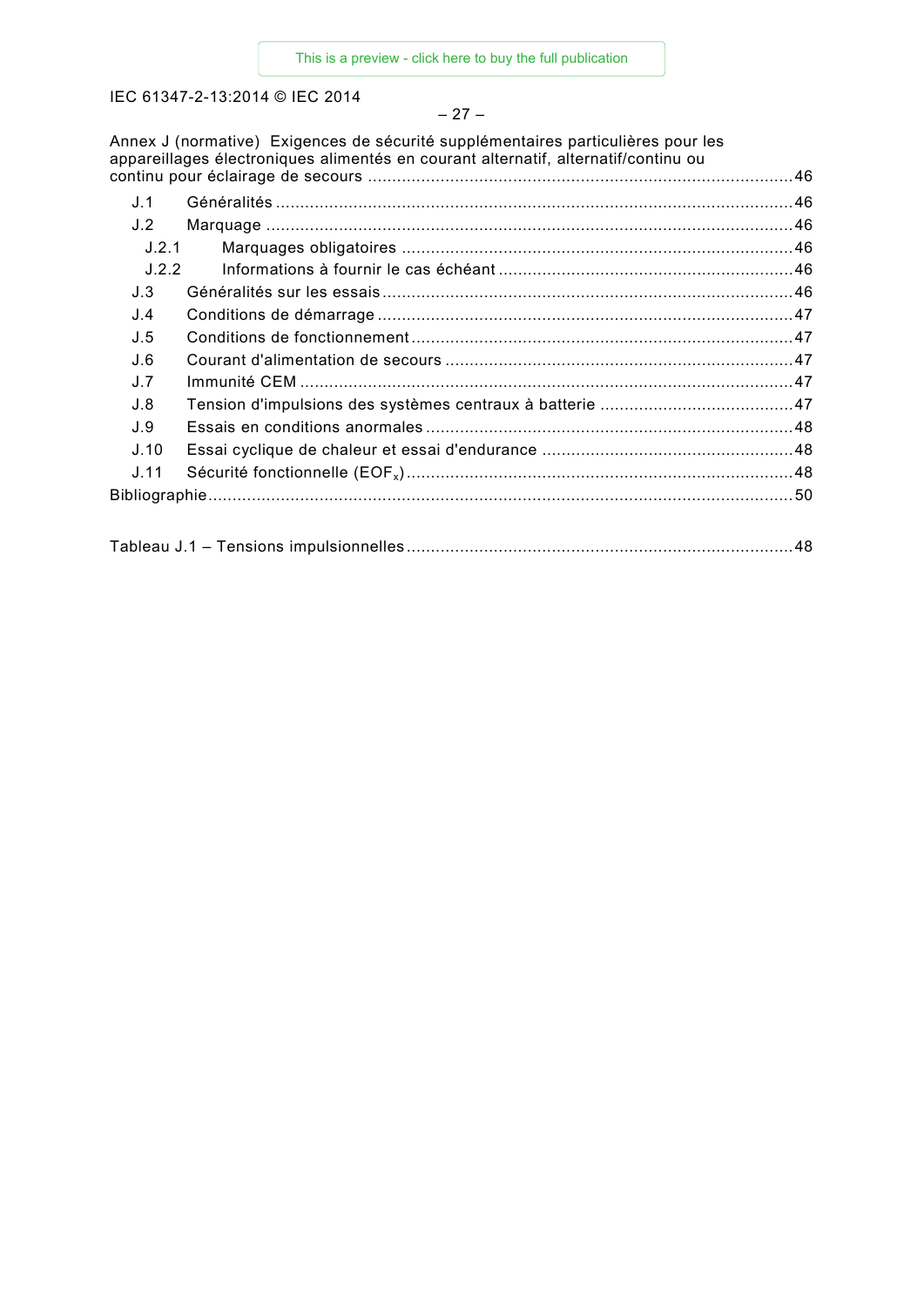Annex J (normative) Exigences de sécurité supplémentaires particulières pour les appareillages électroniques alimentés en courant alternatif, alternatif/continu ou continu pour éclairage de secours ........................................................................................ 46

J.1 Généralités ........................................................................................................... 46

J.2 Marquage ............................................................................................................. 46

J.2.1 Marquages obligatoires ................................................................................. 46

J.2.2 Informations à fournir le cas échéant ............................................................. 46

J.3 Généralités sur les essais ..................................................................................... 46

J.4 Conditions de démarrage ...................................................................................... 47

J.5 Conditions de fonctionnement ............................................................................... 47

J.6 Courant d'alimentation de secours ........................................................................ 47

J.7 Immunité CEM ...................................................................................................... 47

J.8 Tension d'impulsions des systèmes centraux à batterie ........................................ 47

J.9 Essais en conditions anormales ............................................................................ 48

J.10 Essai cyclique de chaleur et essai d'endurance .................................................... 48

J.11 Sécurité fonctionnelle ($EOF_x$) ................................................................................. 48

Bibliographie ......................................................................................................................... 50

Tableau J.1 – Tensions impulsionnelles ................................................................................ 48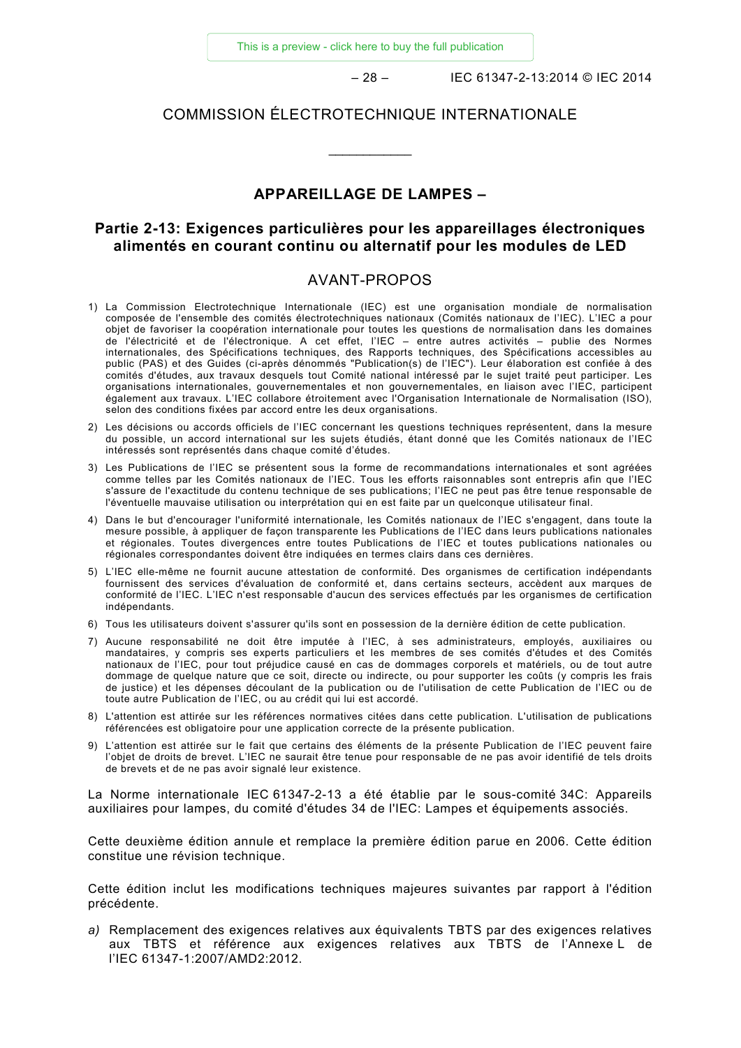# COMMISSION ÉLECTROTECHNIQUE INTERNATIONALE

\_\_\_\_\_\_\_\_\_\_\_\_

## APPAREILLAGE DE LAMPES –

## Partie 2-13: Exigences particulières pour les appareillages électroniques alimentés en courant continu ou alternatif pour les modules de LED

## AVANT-PROPOS

1) La Commission Electrotechnique Internationale (IEC) est une organisation mondiale de normalisation composée de l'ensemble des comités électrotechniques nationaux (Comités nationaux de l'IEC). L'IEC a pour objet de favoriser la coopération internationale pour toutes les questions de normalisation dans les domaines de l'électricité et de l'électronique. A cet effet, l'IEC – entre autres activités – publie des Normes internationales, des Spécifications techniques, des Rapports techniques, des Spécifications accessibles au public (PAS) et des Guides (ci-après dénommés "Publication(s) de l'IEC"). Leur élaboration est confiée à des comités d'études, aux travaux desquels tout Comité national intéressé par le sujet traité peut participer. Les organisations internationales, gouvernementales et non gouvernementales, en liaison avec l'IEC, participent également aux travaux. L'IEC collabore étroitement avec l'Organisation Internationale de Normalisation (ISO), selon des conditions fixées par accord entre les deux organisations.
2) Les décisions ou accords officiels de l'IEC concernant les questions techniques représentent, dans la mesure du possible, un accord international sur les sujets étudiés, étant donné que les Comités nationaux de l'IEC intéressés sont représentés dans chaque comité d'études.
3) Les Publications de l'IEC se présentent sous la forme de recommandations internationales et sont agréées comme telles par les Comités nationaux de l'IEC. Tous les efforts raisonnables sont entrepris afin que l'IEC s'assure de l'exactitude du contenu technique de ses publications; l'IEC ne peut pas être tenue responsable de l'éventuelle mauvaise utilisation ou interprétation qui en est faite par un quelconque utilisateur final.
4) Dans le but d'encourager l'uniformité internationale, les Comités nationaux de l'IEC s'engagent, dans toute la mesure possible, à appliquer de façon transparente les Publications de l'IEC dans leurs publications nationales et régionales. Toutes divergences entre toutes Publications de l'IEC et toutes publications nationales ou régionales correspondantes doivent être indiquées en termes clairs dans ces dernières.
5) L'IEC elle-même ne fournit aucune attestation de conformité. Des organismes de certification indépendants fournissent des services d'évaluation de conformité et, dans certains secteurs, accèdent aux marques de conformité de l'IEC. L'IEC n'est responsable d'aucun des services effectués par les organismes de certification indépendants.
6) Tous les utilisateurs doivent s'assurer qu'ils sont en possession de la dernière édition de cette publication.
7) Aucune responsabilité ne doit être imputée à l'IEC, à ses administrateurs, employés, auxiliaires ou mandataires, y compris ses experts particuliers et les membres de ses comités d'études et des Comités nationaux de l'IEC, pour tout préjudice causé en cas de dommages corporels et matériels, ou de tout autre dommage de quelque nature que ce soit, directe ou indirecte, ou pour supporter les coûts (y compris les frais de justice) et les dépenses découlant de la publication ou de l'utilisation de cette Publication de l'IEC ou de toute autre Publication de l'IEC, ou au crédit qui lui est accordé.
8) L'attention est attirée sur les références normatives citées dans cette publication. L'utilisation de publications référencées est obligatoire pour une application correcte de la présente publication.
9) L'attention est attirée sur le fait que certains des éléments de la présente Publication de l'IEC peuvent faire l'objet de droits de brevet. L'IEC ne saurait être tenue pour responsable de ne pas avoir identifié de tels droits de brevets et de ne pas avoir signalé leur existence.

La Norme internationale IEC 61347-2-13 a été établie par le sous-comité 34C: Appareils auxiliaires pour lampes, du comité d'études 34 de l'IEC: Lampes et équipements associés.

Cette deuxième édition annule et remplace la première édition parue en 2006. Cette édition constitue une révision technique.

Cette édition inclut les modifications techniques majeures suivantes par rapport à l'édition précédente.

*a)* Remplacement des exigences relatives aux équivalents TBTS par des exigences relatives aux TBTS et référence aux exigences relatives aux TBTS de l'Annexe L de l'IEC 61347-1:2007/AMD2:2012.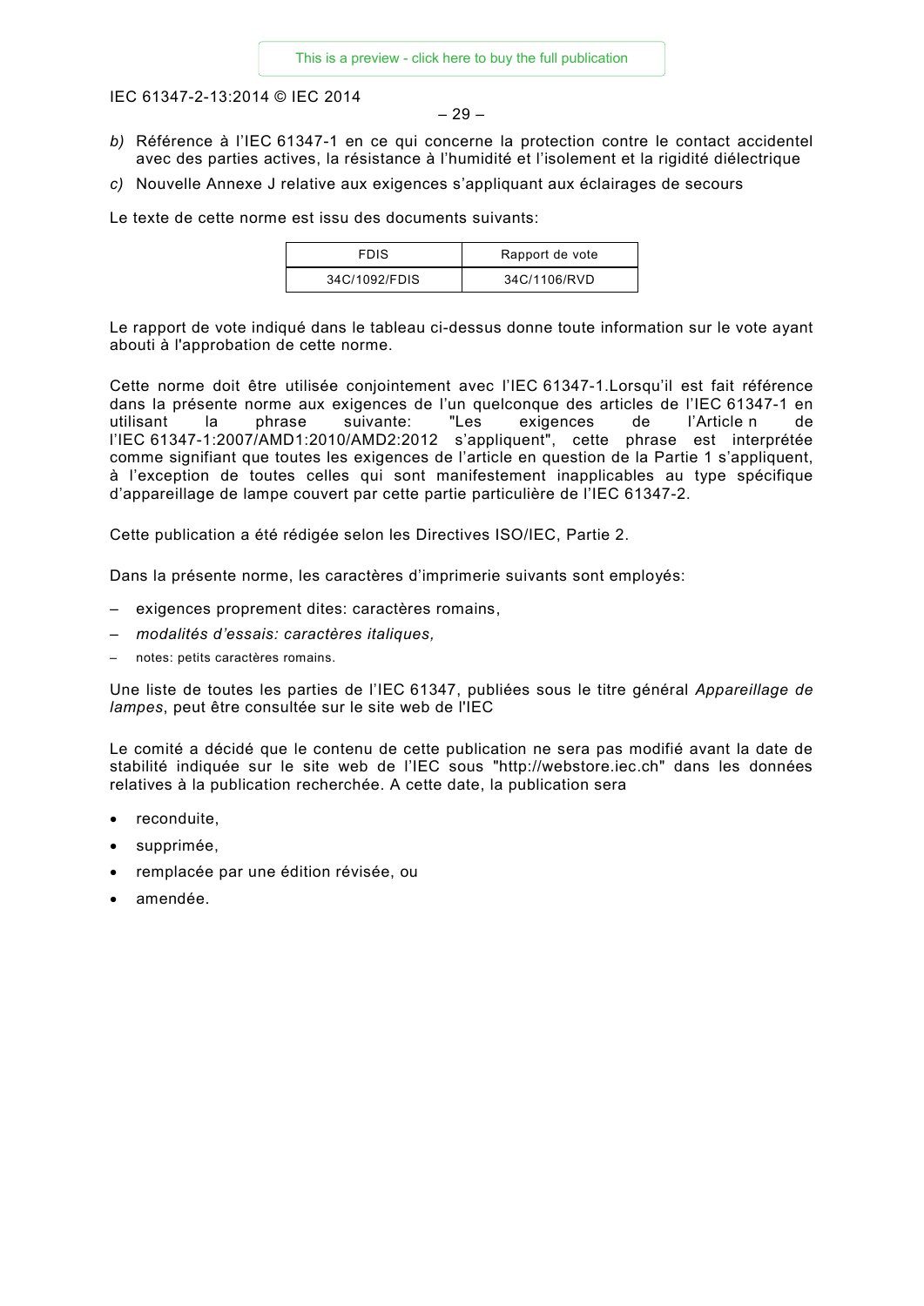*b)* Référence à l'IEC 61347-1 en ce qui concerne la protection contre le contact accidentel avec des parties actives, la résistance à l'humidité et l'isolement et la rigidité diélectrique

*c)* Nouvelle Annexe J relative aux exigences s'appliquant aux éclairages de secours

Le texte de cette norme est issu des documents suivants:

| FDIS | Rapport de vote |
|---|---|
| 34C/1092/FDIS | 34C/1106/RVD |

Le rapport de vote indiqué dans le tableau ci-dessus donne toute information sur le vote ayant abouti à l'approbation de cette norme.

Cette norme doit être utilisée conjointement avec l'IEC 61347-1.Lorsqu'il est fait référence dans la présente norme aux exigences de l'un quelconque des articles de l'IEC 61347-1 en utilisant la phrase suivante: "Les exigences de l'Article n de l'IEC 61347-1:2007/AMD1:2010/AMD2:2012 s'appliquent", cette phrase est interprétée comme signifiant que toutes les exigences de l'article en question de la Partie 1 s'appliquent, à l'exception de toutes celles qui sont manifestement inapplicables au type spécifique d'appareillage de lampe couvert par cette partie particulière de l'IEC 61347-2.

Cette publication a été rédigée selon les Directives ISO/IEC, Partie 2.

Dans la présente norme, les caractères d'imprimerie suivants sont employés:

– exigences proprement dites: caractères romains,
– *modalités d'essais: caractères italiques,*
– notes: petits caractères romains.

Une liste de toutes les parties de l'IEC 61347, publiées sous le titre général *Appareillage de lampes*, peut être consultée sur le site web de l'IEC

Le comité a décidé que le contenu de cette publication ne sera pas modifié avant la date de stabilité indiquée sur le site web de l'IEC sous "http://webstore.iec.ch" dans les données relatives à la publication recherchée. A cette date, la publication sera

- reconduite,
- supprimée,
- remplacée par une édition révisée, ou
- amendée.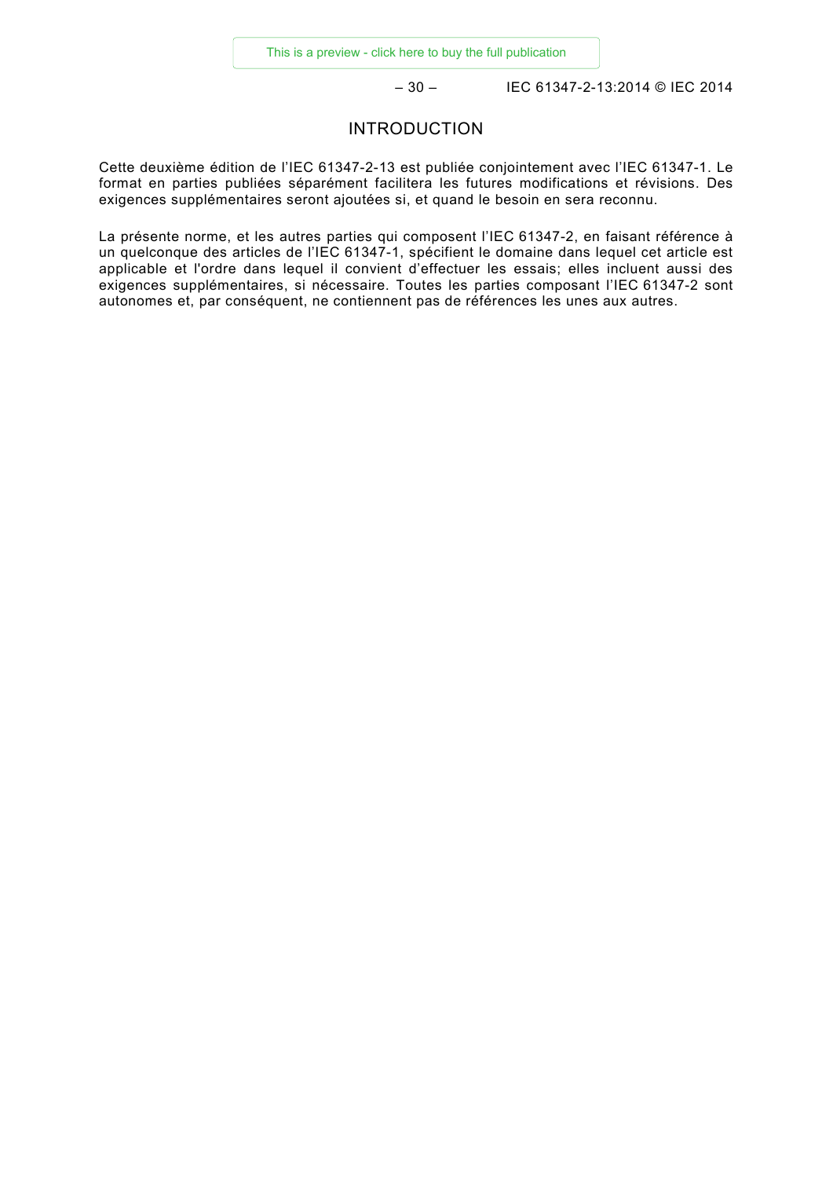# INTRODUCTION

Cette deuxième édition de l'IEC 61347-2-13 est publiée conjointement avec l'IEC 61347-1. Le format en parties publiées séparément facilitera les futures modifications et révisions. Des exigences supplémentaires seront ajoutées si, et quand le besoin en sera reconnu.

La présente norme, et les autres parties qui composent l'IEC 61347-2, en faisant référence à un quelconque des articles de l'IEC 61347-1, spécifient le domaine dans lequel cet article est applicable et l'ordre dans lequel il convient d'effectuer les essais; elles incluent aussi des exigences supplémentaires, si nécessaire. Toutes les parties composant l'IEC 61347-2 sont autonomes et, par conséquent, ne contiennent pas de références les unes aux autres.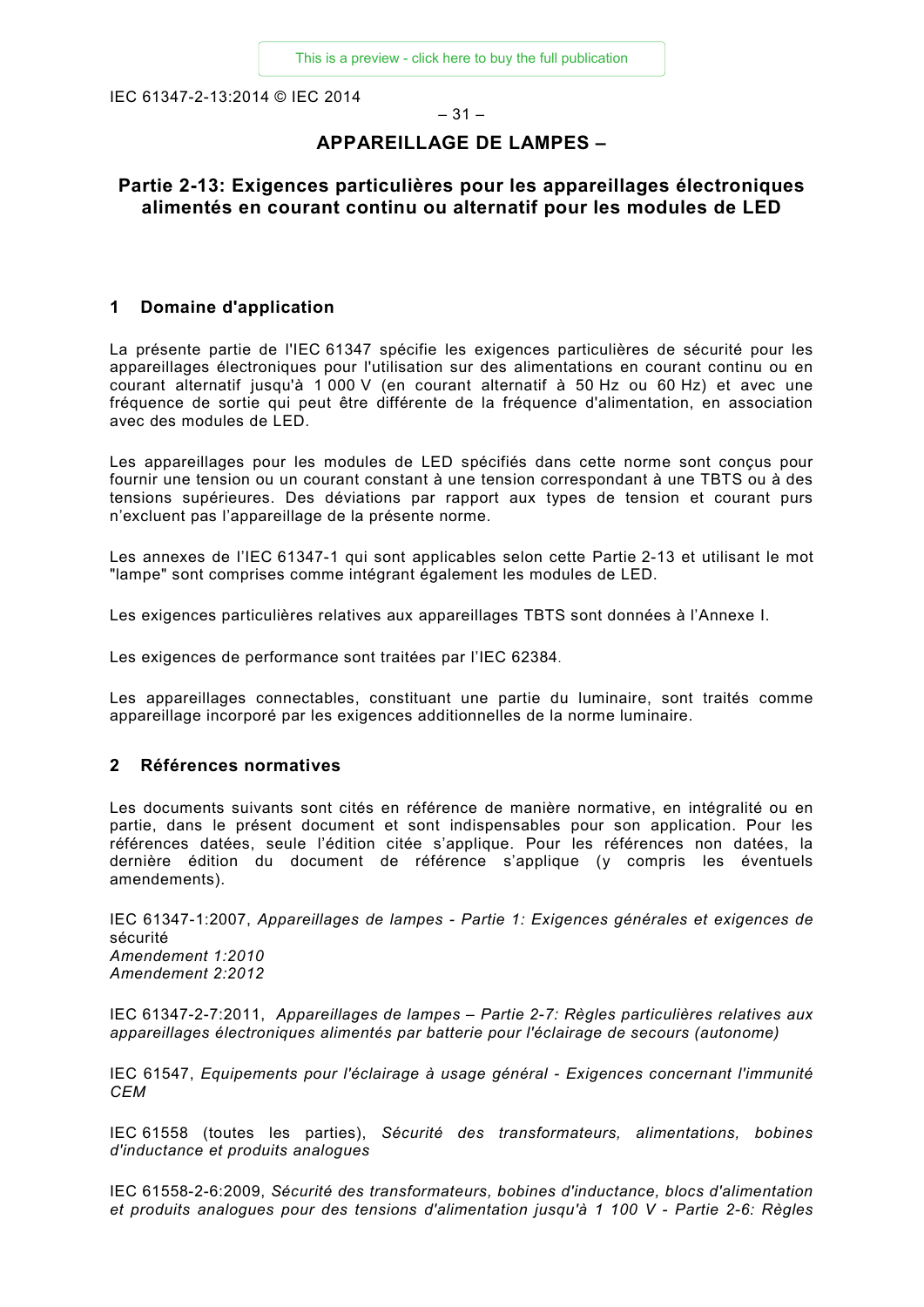# APPAREILLAGE DE LAMPES –

# Partie 2-13: Exigences particulières pour les appareillages électroniques alimentés en courant continu ou alternatif pour les modules de LED

## 1 Domaine d'application

La présente partie de l'IEC 61347 spécifie les exigences particulières de sécurité pour les appareillages électroniques pour l'utilisation sur des alimentations en courant continu ou en courant alternatif jusqu'à 1 000 V (en courant alternatif à 50 Hz ou 60 Hz) et avec une fréquence de sortie qui peut être différente de la fréquence d'alimentation, en association avec des modules de LED.

Les appareillages pour les modules de LED spécifiés dans cette norme sont conçus pour fournir une tension ou un courant constant à une tension correspondant à une TBTS ou à des tensions supérieures. Des déviations par rapport aux types de tension et courant purs n'excluent pas l'appareillage de la présente norme.

Les annexes de l'IEC 61347-1 qui sont applicables selon cette Partie 2-13 et utilisant le mot "lampe" sont comprises comme intégrant également les modules de LED.

Les exigences particulières relatives aux appareillages TBTS sont données à l'Annexe I.

Les exigences de performance sont traitées par l'IEC 62384.

Les appareillages connectables, constituant une partie du luminaire, sont traités comme appareillage incorporé par les exigences additionnelles de la norme luminaire.

## 2 Références normatives

Les documents suivants sont cités en référence de manière normative, en intégralité ou en partie, dans le présent document et sont indispensables pour son application. Pour les références datées, seule l'édition citée s'applique. Pour les références non datées, la dernière édition du document de référence s'applique (y compris les éventuels amendements).

IEC 61347-1:2007, *Appareillages de lampes - Partie 1: Exigences générales et exigences de* sécurité
*Amendement 1:2010*
*Amendement 2:2012*

IEC 61347-2-7:2011, *Appareillages de lampes – Partie 2-7: Règles particulières relatives aux appareillages électroniques alimentés par batterie pour l'éclairage de secours (autonome)*

IEC 61547, *Equipements pour l'éclairage à usage général - Exigences concernant l'immunité CEM*

IEC 61558 (toutes les parties), *Sécurité des transformateurs, alimentations, bobines d'inductance et produits analogues*

IEC 61558-2-6:2009, *Sécurité des transformateurs, bobines d'inductance, blocs d'alimentation et produits analogues pour des tensions d'alimentation jusqu'à 1 100 V - Partie 2-6: Règles*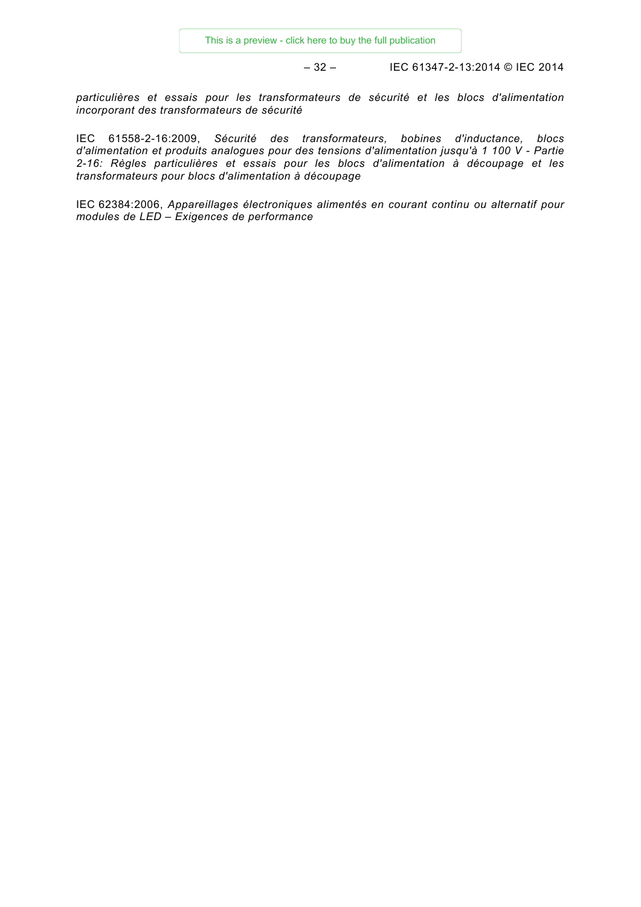*particulières et essais pour les transformateurs de sécurité et les blocs d'alimentation incorporant des transformateurs de sécurité*

IEC 61558-2-16:2009, *Sécurité des transformateurs, bobines d'inductance, blocs d'alimentation et produits analogues pour des tensions d'alimentation jusqu'à 1 100 V - Partie 2-16: Règles particulières et essais pour les blocs d'alimentation à découpage et les transformateurs pour blocs d'alimentation à découpage*

IEC 62384:2006, *Appareillages électroniques alimentés en courant continu ou alternatif pour modules de LED – Exigences de performance*